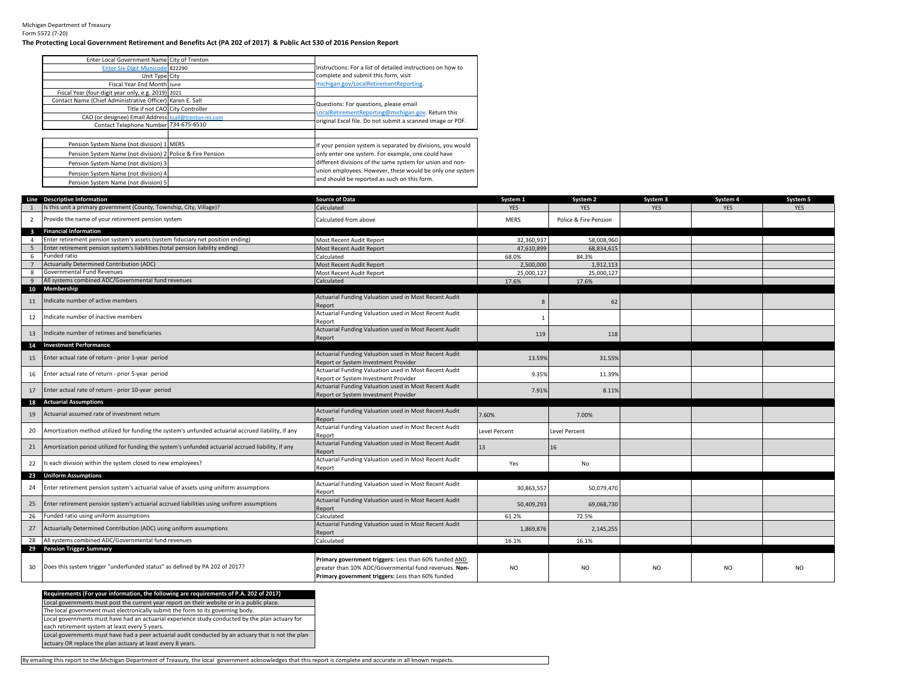Michigan Department of Treasury
Form 5572 (7-20)

**The Protecting Local Government Retirement and Benefits Act (PA 202 of 2017) & Public Act 530 of 2016 Pension Report**

| | | |
|---|---|---|
| Enter Local Government Name | City of Trenton | Instructions: For a list of detailed instructions on how to complete and submit this form, visit michigan.gov/LocalRetirementReporting. |
| Enter Six-Digit Municode | 822290 | |
| Unit Type | City | |
| Fiscal Year End Month | June | |
| Fiscal Year (four-digit year only, e.g. 2019) | 2021 | |
| Contact Name (Chief Administrative Officer) | Karen E. Sall | Questions: For questions, please email LocalRetirementReporting@michigan.gov. Return this original Excel file. Do not submit a scanned image or PDF. |
| Title if not CAO | City Controller | |
| CAO (or designee) Email Address | ksall@trenton-mi.com | |
| Contact Telephone Number | 734-675-6510 | |

| | | |
|---|---|---|
| Pension System Name (not division) 1 | MERS | If your pension system is separated by divisions, you would only enter one system. For example, one could have different divisions of the same system for union and non-union employees. However, these would be only one system and should be reported as such on this form. |
| Pension System Name (not division) 2 | Police & Fire Pension | |
| Pension System Name (not division) 3 | | |
| Pension System Name (not division) 4 | | |
| Pension System Name (not division) 5 | | |

| Line | Descriptive Information | Source of Data | System 1 | System 2 | System 3 | System 4 | System 5 |
|---|---|---|---|---|---|---|---|
| 1 | Is this unit a primary government (County, Township, City, Village)? | Calculated | YES | YES | YES | YES | YES |
| 2 | Provide the name of your retirement pension system | Calculated from above | MERS | Police & Fire Pension | | | |
| 3 | **Financial Information** | | | | | | |
| 4 | Enter retirement pension system's assets (system fiduciary net position ending) | Most Recent Audit Report | 32,360,937 | 58,008,960 | | | |
| 5 | Enter retirement pension system's liabilities (total pension liability ending) | Most Recent Audit Report | 47,610,899 | 68,834,615 | | | |
| 6 | Funded ratio | Calculated | 68.0% | 84.3% | | | |
| 7 | Actuarially Determined Contribution (ADC) | Most Recent Audit Report | 2,500,000 | 1,912,113 | | | |
| 8 | Governmental Fund Revenues | Most Recent Audit Report | 25,000,127 | 25,000,127 | | | |
| 9 | All systems combined ADC/Governmental fund revenues | Calculated | 17.6% | 17.6% | | | |
| 10 | **Membership** | | | | | | |
| 11 | Indicate number of active members | Actuarial Funding Valuation used in Most Recent Audit Report | 8 | 62 | | | |
| 12 | Indicate number of inactive members | Actuarial Funding Valuation used in Most Recent Audit Report | 1 | | | | |
| 13 | Indicate number of retirees and beneficiaries | Actuarial Funding Valuation used in Most Recent Audit Report | 119 | 118 | | | |
| 14 | **Investment Performance** | | | | | | |
| 15 | Enter actual rate of return - prior 1-year period | Actuarial Funding Valuation used in Most Recent Audit Report or System Investment Provider | 13.59% | 31.55% | | | |
| 16 | Enter actual rate of return - prior 5-year period | Actuarial Funding Valuation used in Most Recent Audit Report or System Investment Provider | 9.35% | 11.39% | | | |
| 17 | Enter actual rate of return - prior 10-year period | Actuarial Funding Valuation used in Most Recent Audit Report or System Investment Provider | 7.91% | 8.11% | | | |
| 18 | **Actuarial Assumptions** | | | | | | |
| 19 | Actuarial assumed rate of investment return | Actuarial Funding Valuation used in Most Recent Audit Report | 7.60% | 7.00% | | | |
| 20 | Amortization method utilized for funding the system's unfunded actuarial accrued liability, if any | Actuarial Funding Valuation used in Most Recent Audit Report | Level Percent | Level Percent | | | |
| 21 | Amortization period utilized for funding the system's unfunded actuarial accrued liability, if any | Actuarial Funding Valuation used in Most Recent Audit Report | 13 | 16 | | | |
| 22 | Is each division within the system closed to new employees? | Actuarial Funding Valuation used in Most Recent Audit Report | Yes | No | | | |
| 23 | **Uniform Assumptions** | | | | | | |
| 24 | Enter retirement pension system's actuarial value of assets using uniform assumptions | Actuarial Funding Valuation used in Most Recent Audit Report | 30,863,557 | 50,079,470 | | | |
| 25 | Enter retirement pension system's actuarial accrued liabilities using uniform assumptions | Actuarial Funding Valuation used in Most Recent Audit Report | 50,409,293 | 69,068,730 | | | |
| 26 | Funded ratio using uniform assumptions | Calculated | 61.2% | 72.5% | | | |
| 27 | Actuarially Determined Contribution (ADC) using uniform assumptions | Actuarial Funding Valuation used in Most Recent Audit Report | 1,869,876 | 2,145,255 | | | |
| 28 | All systems combined ADC/Governmental fund revenues | Calculated | 16.1% | 16.1% | | | |
| 29 | **Pension Trigger Summary** | | | | | | |
| 30 | Does this system trigger "underfunded status" as defined by PA 202 of 2017? | **Primary government triggers:** Less than 60% funded AND greater than 10% ADC/Governmental fund revenues. **Non-Primary government triggers:** Less than 60% funded | NO | NO | NO | NO | NO |

| **Requirements (For your information, the following are requirements of P.A. 202 of 2017)** |
|---|
| Local governments must post the current year report on their website or in a public place. |
| The local government must electronically submit the form to its governing body. |
| Local governments must have had an actuarial experience study conducted by the plan actuary for each retirement system at least every 5 years. |
| Local governments must have had a peer actuarial audit conducted by an actuary that is not the plan actuary OR replace the plan actuary at least every 8 years. |

By emailing this report to the Michigan Department of Treasury, the local government acknowledges that this report is complete and accurate in all known respects.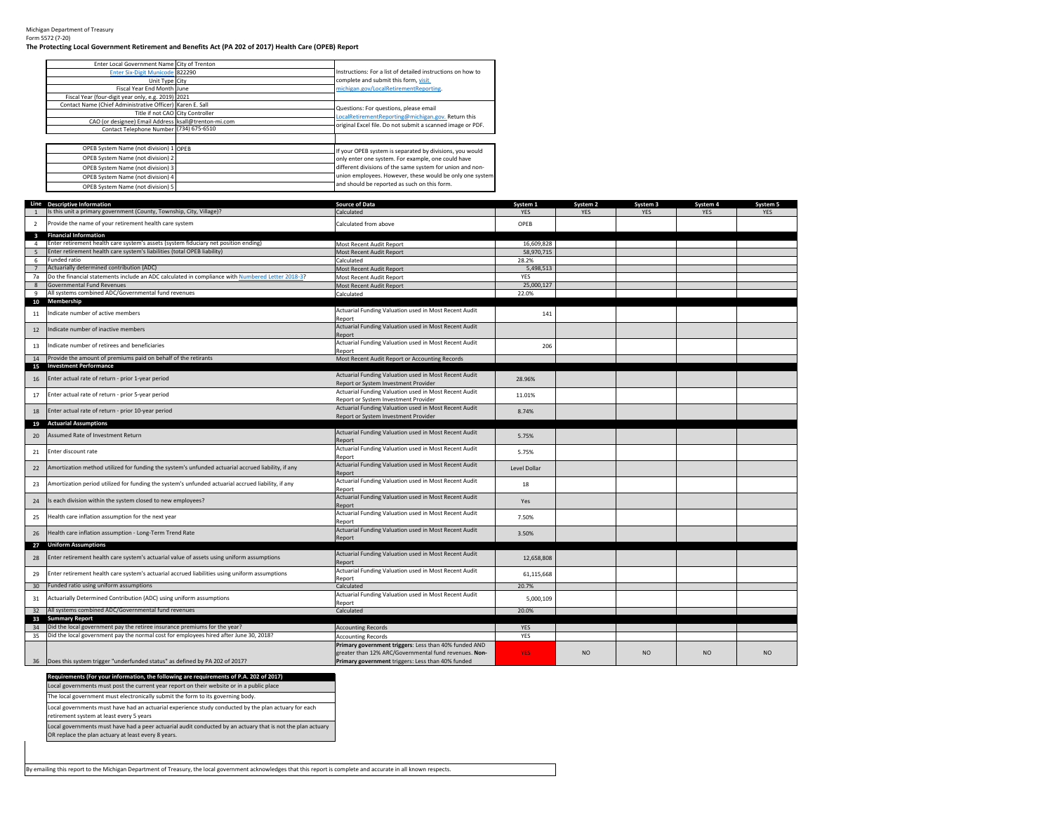Michigan Department of Treasury
Form 5572 (7-20)

**The Protecting Local Government Retirement and Benefits Act (PA 202 of 2017) Health Care (OPEB) Report**

| | |
|---|---|
| Enter Local Government Name | City of Trenton |
| Enter Six-Digit Municode | 822290 |
| Unit Type | City |
| Fiscal Year End Month | June |
| Fiscal Year (four-digit year only, e.g. 2019) | 2021 |
| Contact Name (Chief Administrative Officer) | Karen E. Sall |
| Title if not CAO | City Controller |
| CAO (or designee) Email Address | ksall@trenton-mi.com |
| Contact Telephone Number | (734) 675-6510 |

Instructions: For a list of detailed instructions on how to complete and submit this form, visit michigan.gov/LocalRetirementReporting.

Questions: For questions, please email LocalRetirementReporting@michigan.gov. Return this original Excel file. Do not submit a scanned image or PDF.

| | |
|---|---|
| OPEB System Name (not division) 1 | OPEB |
| OPEB System Name (not division) 2 | |
| OPEB System Name (not division) 3 | |
| OPEB System Name (not division) 4 | |
| OPEB System Name (not division) 5 | |

If your OPEB system is separated by divisions, you would only enter one system. For example, one could have different divisions of the same system for union and non-union employees. However, these would be only one system and should be reported as such on this form.

| Line | Descriptive Information | Source of Data | System 1 | System 2 | System 3 | System 4 | System 5 |
|---|---|---|---|---|---|---|---|
| 1 | Is this unit a primary government (County, Township, City, Village)? | Calculated | YES | YES | YES | YES | YES |
| 2 | Provide the name of your retirement health care system | Calculated from above | OPEB | | | | |
| 3 | **Financial Information** | | | | | | |
| 4 | Enter retirement health care system's assets (system fiduciary net position ending) | Most Recent Audit Report | 16,609,828 | | | | |
| 5 | Enter retirement health care system's liabilities (total OPEB liability) | Most Recent Audit Report | 58,970,715 | | | | |
| 6 | Funded ratio | Calculated | 28.2% | | | | |
| 7 | Actuarially determined contribution (ADC) | Most Recent Audit Report | 5,498,513 | | | | |
| 7a | Do the financial statements include an ADC calculated in compliance with Numbered Letter 2018-3? | Most Recent Audit Report | YES | | | | |
| 8 | Governmental Fund Revenues | Most Recent Audit Report | 25,000,127 | | | | |
| 9 | All systems combined ADC/Governmental fund revenues | Calculated | 22.0% | | | | |
| 10 | **Membership** | | | | | | |
| 11 | Indicate number of active members | Actuarial Funding Valuation used in Most Recent Audit Report | 141 | | | | |
| 12 | Indicate number of inactive members | Actuarial Funding Valuation used in Most Recent Audit Report | | | | | |
| 13 | Indicate number of retirees and beneficiaries | Actuarial Funding Valuation used in Most Recent Audit Report | 206 | | | | |
| 14 | Provide the amount of premiums paid on behalf of the retirants | Most Recent Audit Report or Accounting Records | | | | | |
| 15 | **Investment Performance** | | | | | | |
| 16 | Enter actual rate of return - prior 1-year period | Actuarial Funding Valuation used in Most Recent Audit Report or System Investment Provider | 28.96% | | | | |
| 17 | Enter actual rate of return - prior 5-year period | Actuarial Funding Valuation used in Most Recent Audit Report or System Investment Provider | 11.01% | | | | |
| 18 | Enter actual rate of return - prior 10-year period | Actuarial Funding Valuation used in Most Recent Audit Report or System Investment Provider | 8.74% | | | | |
| 19 | **Actuarial Assumptions** | | | | | | |
| 20 | Assumed Rate of Investment Return | Actuarial Funding Valuation used in Most Recent Audit Report | 5.75% | | | | |
| 21 | Enter discount rate | Actuarial Funding Valuation used in Most Recent Audit Report | 5.75% | | | | |
| 22 | Amortization method utilized for funding the system's unfunded actuarial accrued liability, if any | Actuarial Funding Valuation used in Most Recent Audit Report | Level Dollar | | | | |
| 23 | Amortization period utilized for funding the system's unfunded actuarial accrued liability, if any | Actuarial Funding Valuation used in Most Recent Audit Report | 18 | | | | |
| 24 | Is each division within the system closed to new employees? | Actuarial Funding Valuation used in Most Recent Audit Report | Yes | | | | |
| 25 | Health care inflation assumption for the next year | Actuarial Funding Valuation used in Most Recent Audit Report | 7.50% | | | | |
| 26 | Health care inflation assumption - Long-Term Trend Rate | Actuarial Funding Valuation used in Most Recent Audit Report | 3.50% | | | | |
| 27 | **Uniform Assumptions** | | | | | | |
| 28 | Enter retirement health care system's actuarial value of assets using uniform assumptions | Actuarial Funding Valuation used in Most Recent Audit Report | 12,658,808 | | | | |
| 29 | Enter retirement health care system's actuarial accrued liabilities using uniform assumptions | Actuarial Funding Valuation used in Most Recent Audit Report | 61,115,668 | | | | |
| 30 | Funded ratio using uniform assumptions | Calculated | 20.7% | | | | |
| 31 | Actuarially Determined Contribution (ADC) using uniform assumptions | Actuarial Funding Valuation used in Most Recent Audit Report | 5,000,109 | | | | |
| 32 | All systems combined ADC/Governmental fund revenues | Calculated | 20.0% | | | | |
| 33 | **Summary Report** | | | | | | |
| 34 | Did the local government pay the retiree insurance premiums for the year? | Accounting Records | YES | | | | |
| 35 | Did the local government pay the normal cost for employees hired after June 30, 2018? | Accounting Records | YES | | | | |
| 36 | Does this system trigger "underfunded status" as defined by PA 202 of 2017? | **Primary government triggers**: Less than 40% funded AND greater than 12% ARC/Governmental fund revenues. **Non-Primary government** triggers: Less than 40% funded | YES | NO | NO | NO | NO |

**Requirements (For your information, the following are requirements of P.A. 202 of 2017)**

Local governments must post the current year report on their website or in a public place

The local government must electronically submit the form to its governing body.

Local governments must have had an actuarial experience study conducted by the plan actuary for each retirement system at least every 5 years

Local governments must have had a peer actuarial audit conducted by an actuary that is not the plan actuary OR replace the plan actuary at least every 8 years.

By emailing this report to the Michigan Department of Treasury, the local government acknowledges that this report is complete and accurate in all known respects.